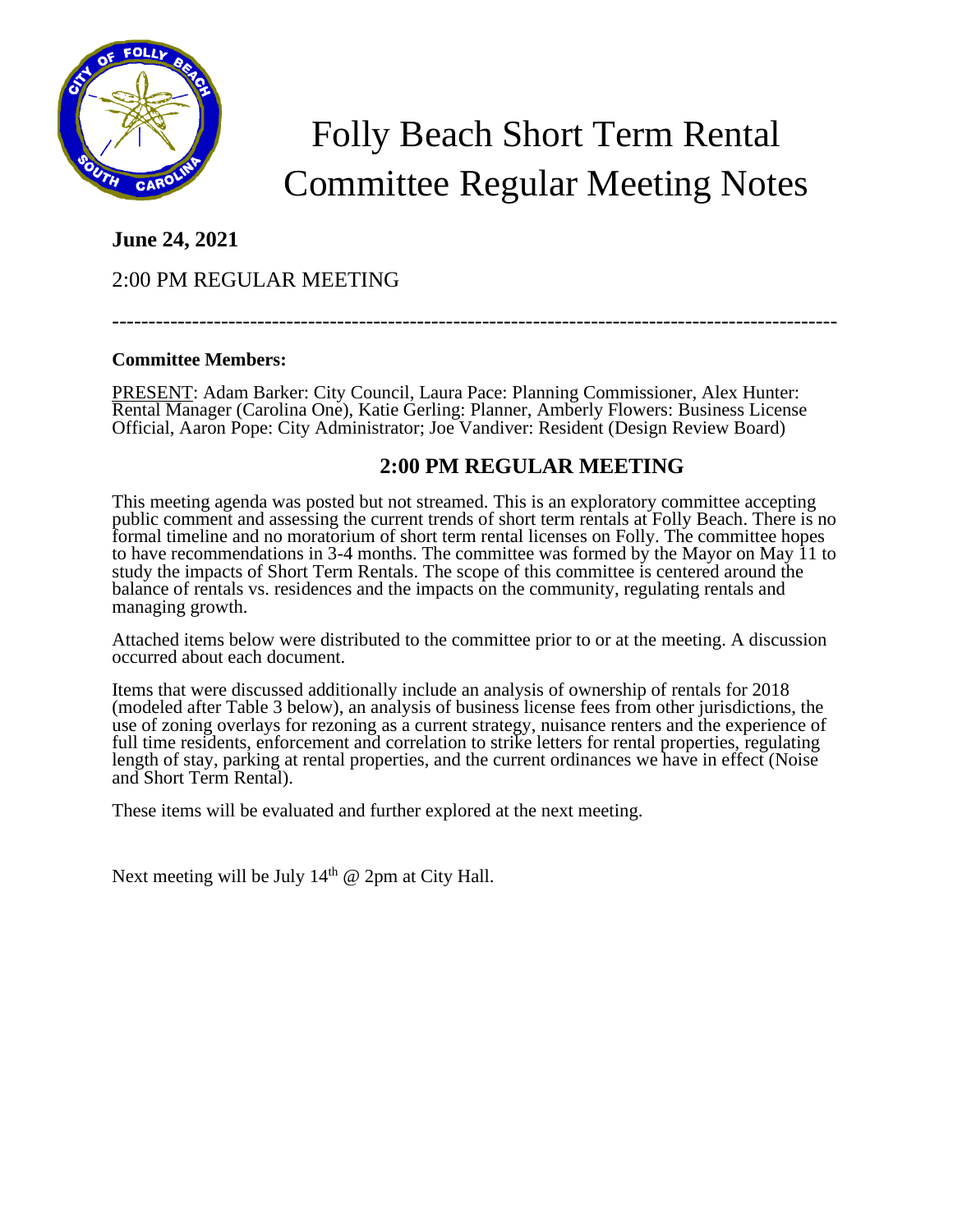# Folly Beach Short Term Rental Committee Regular Meeting Notes

**June 24, 2021**

2:00 PM REGULAR MEETING

---

**Committee Members:**

PRESENT: Adam Barker: City Council, Laura Pace: Planning Commissioner, Alex Hunter: Rental Manager (Carolina One), Katie Gerling: Planner, Amberly Flowers: Business License Official, Aaron Pope: City Administrator; Joe Vandiver: Resident (Design Review Board)

## 2:00 PM REGULAR MEETING

This meeting agenda was posted but not streamed. This is an exploratory committee accepting public comment and assessing the current trends of short term rentals at Folly Beach. There is no formal timeline and no moratorium of short term rental licenses on Folly. The committee hopes to have recommendations in 3-4 months. The committee was formed by the Mayor on May 11 to study the impacts of Short Term Rentals. The scope of this committee is centered around the balance of rentals vs. residences and the impacts on the community, regulating rentals and managing growth.

Attached items below were distributed to the committee prior to or at the meeting. A discussion occurred about each document.

Items that were discussed additionally include an analysis of ownership of rentals for 2018 (modeled after Table 3 below), an analysis of business license fees from other jurisdictions, the use of zoning overlays for rezoning as a current strategy, nuisance renters and the experience of full time residents, enforcement and correlation to strike letters for rental properties, regulating length of stay, parking at rental properties, and the current ordinances we have in effect (Noise and Short Term Rental).

These items will be evaluated and further explored at the next meeting.

Next meeting will be July 14th @ 2pm at City Hall.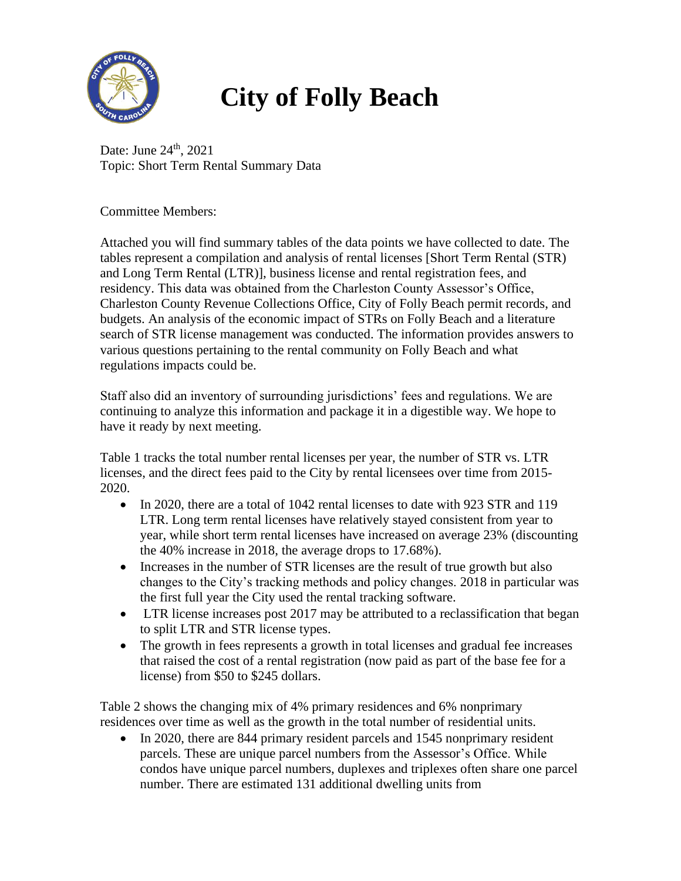# City of Folly Beach

Date: June 24th, 2021
Topic: Short Term Rental Summary Data

Committee Members:

Attached you will find summary tables of the data points we have collected to date. The tables represent a compilation and analysis of rental licenses [Short Term Rental (STR) and Long Term Rental (LTR)], business license and rental registration fees, and residency. This data was obtained from the Charleston County Assessor's Office, Charleston County Revenue Collections Office, City of Folly Beach permit records, and budgets. An analysis of the economic impact of STRs on Folly Beach and a literature search of STR license management was conducted. The information provides answers to various questions pertaining to the rental community on Folly Beach and what regulations impacts could be.

Staff also did an inventory of surrounding jurisdictions' fees and regulations. We are continuing to analyze this information and package it in a digestible way. We hope to have it ready by next meeting.

Table 1 tracks the total number rental licenses per year, the number of STR vs. LTR licenses, and the direct fees paid to the City by rental licensees over time from 2015-2020.

- In 2020, there are a total of 1042 rental licenses to date with 923 STR and 119 LTR. Long term rental licenses have relatively stayed consistent from year to year, while short term rental licenses have increased on average 23% (discounting the 40% increase in 2018, the average drops to 17.68%).
- Increases in the number of STR licenses are the result of true growth but also changes to the City's tracking methods and policy changes. 2018 in particular was the first full year the City used the rental tracking software.
- LTR license increases post 2017 may be attributed to a reclassification that began to split LTR and STR license types.
- The growth in fees represents a growth in total licenses and gradual fee increases that raised the cost of a rental registration (now paid as part of the base fee for a license) from $50 to $245 dollars.

Table 2 shows the changing mix of 4% primary residences and 6% nonprimary residences over time as well as the growth in the total number of residential units.

- In 2020, there are 844 primary resident parcels and 1545 nonprimary resident parcels. These are unique parcel numbers from the Assessor's Office. While condos have unique parcel numbers, duplexes and triplexes often share one parcel number. There are estimated 131 additional dwelling units from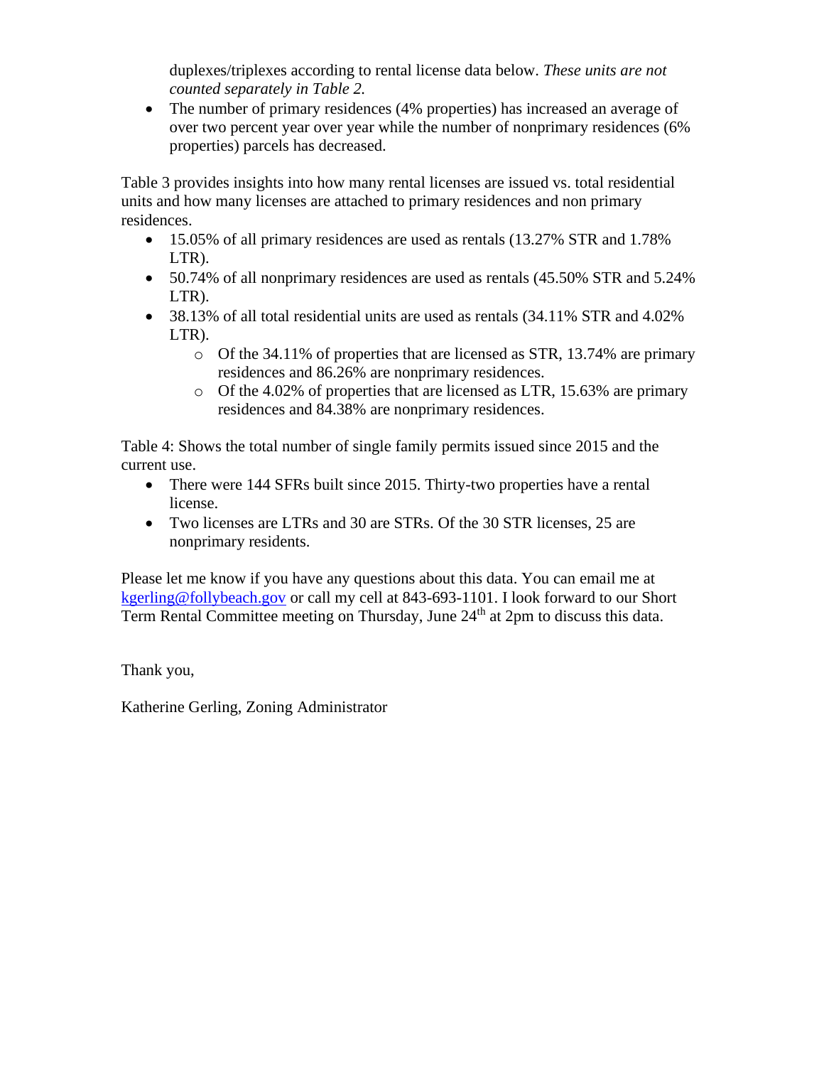duplexes/triplexes according to rental license data below. *These units are not counted separately in Table 2.*

- The number of primary residences (4% properties) has increased an average of over two percent year over year while the number of nonprimary residences (6% properties) parcels has decreased.

Table 3 provides insights into how many rental licenses are issued vs. total residential units and how many licenses are attached to primary residences and non primary residences.

- 15.05% of all primary residences are used as rentals (13.27% STR and 1.78% LTR).
- 50.74% of all nonprimary residences are used as rentals (45.50% STR and 5.24% LTR).
- 38.13% of all total residential units are used as rentals (34.11% STR and 4.02% LTR).
    - Of the 34.11% of properties that are licensed as STR, 13.74% are primary residences and 86.26% are nonprimary residences.
    - Of the 4.02% of properties that are licensed as LTR, 15.63% are primary residences and 84.38% are nonprimary residences.

Table 4: Shows the total number of single family permits issued since 2015 and the current use.

- There were 144 SFRs built since 2015. Thirty-two properties have a rental license.
- Two licenses are LTRs and 30 are STRs. Of the 30 STR licenses, 25 are nonprimary residents.

Please let me know if you have any questions about this data. You can email me at kgerling@follybeach.gov or call my cell at 843-693-1101. I look forward to our Short Term Rental Committee meeting on Thursday, June 24th at 2pm to discuss this data.

Thank you,

Katherine Gerling, Zoning Administrator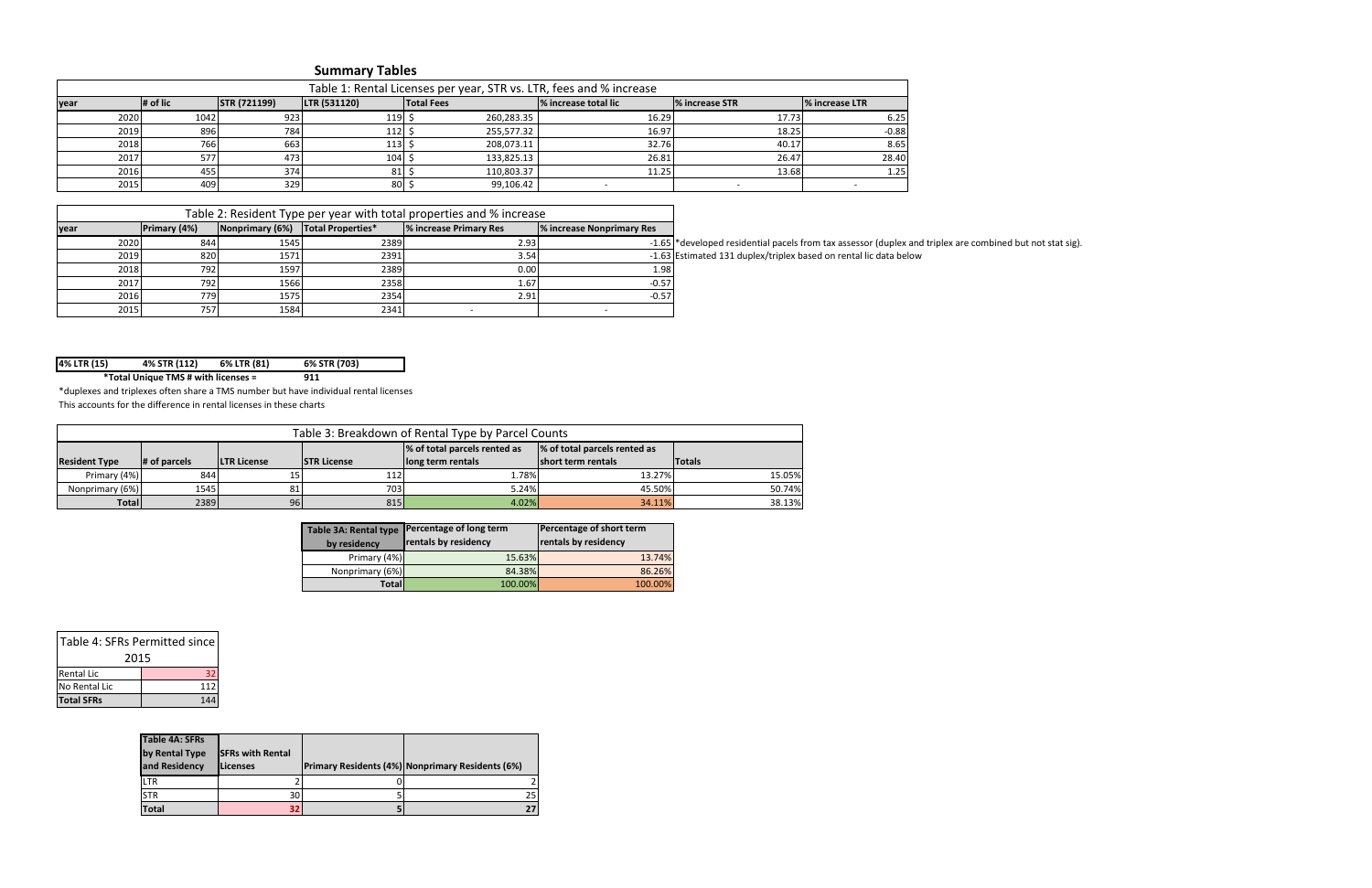# Summary Tables

**Table 1: Rental Licenses per year, STR vs. LTR, fees and % increase**

| year | # of lic | STR (721199) | LTR (531120) | Total Fees | % increase total lic | % increase STR | % increase LTR |
|---|---|---|---|---|---|---|---|
| 2020 | 1042 | 923 | 119 | $ 260,283.35 | 16.29 | 17.73 | 6.25 |
| 2019 | 896 | 784 | 112 | $ 255,577.32 | 16.97 | 18.25 | -0.88 |
| 2018 | 766 | 663 | 113 | $ 208,073.11 | 32.76 | 40.17 | 8.65 |
| 2017 | 577 | 473 | 104 | $ 133,825.13 | 26.81 | 26.47 | 28.40 |
| 2016 | 455 | 374 | 81 | $ 110,803.37 | 11.25 | 13.68 | 1.25 |
| 2015 | 409 | 329 | 80 | $ 99,106.42 | - | - | - |

**Table 2: Resident Type per year with total properties and % increase**

| year | Primary (4%) | Nonprimary (6%) | Total Properties* | % increase Primary Res | % increase Nonprimary Res |
|---|---|---|---|---|---|
| 2020 | 844 | 1545 | 2389 | 2.93 | -1.65 |
| 2019 | 820 | 1571 | 2391 | 3.54 | -1.63 |
| 2018 | 792 | 1597 | 2389 | 0.00 | 1.98 |
| 2017 | 792 | 1566 | 2358 | 1.67 | -0.57 |
| 2016 | 779 | 1575 | 2354 | 2.91 | -0.57 |
| 2015 | 757 | 1584 | 2341 | - | - |

*developed residential pacels from tax assessor (duplex and triplex are combined but not stat sig).
Estimated 131 duplex/triplex based on rental lic data below

| 4% LTR (15) | 4% STR (112) | 6% LTR (81) | 6% STR (703) |
|---|---|---|---|
| *Total Unique TMS # with licenses = | | 911 | |

*duplexes and triplexes often share a TMS number but have individual rental licenses
This accounts for the difference in rental licenses in these charts

**Table 3: Breakdown of Rental Type by Parcel Counts**

| Resident Type | # of parcels | LTR License | STR License | % of total parcels rented as long term rentals | % of total parcels rented as short term rentals | Totals |
|---|---|---|---|---|---|---|
| Primary (4%) | 844 | 15 | 112 | 1.78% | 13.27% | 15.05% |
| Nonprimary (6%) | 1545 | 81 | 703 | 5.24% | 45.50% | 50.74% |
| **Total** | 2389 | 96 | 815 | 4.02% | 34.11% | 38.13% |

| Table 3A: Rental type by residency | Percentage of long term rentals by residency | Percentage of short term rentals by residency |
|---|---|---|
| Primary (4%) | 15.63% | 13.74% |
| Nonprimary (6%) | 84.38% | 86.26% |
| **Total** | 100.00% | 100.00% |

| Table 4: SFRs Permitted since 2015 | |
|---|---|
| Rental Lic | 32 |
| No Rental Lic | 112 |
| **Total SFRs** | 144 |

| Table 4A: SFRs by Rental Type and Residency | SFRs with Rental Licenses | Primary Residents (4%) | Nonprimary Residents (6%) |
|---|---|---|---|
| LTR | 2 | 0 | 2 |
| STR | 30 | 5 | 25 |
| **Total** | 32 | 5 | 27 |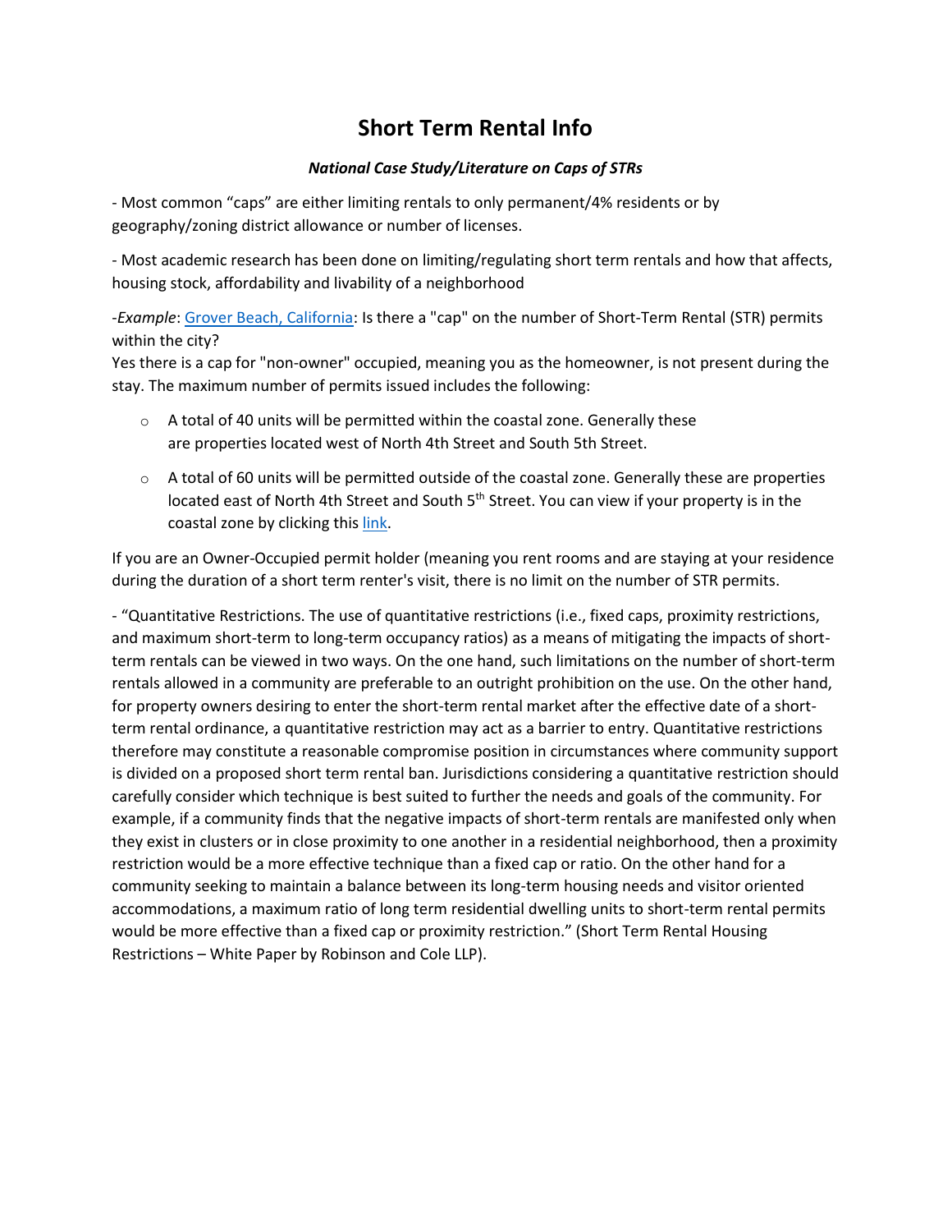# Short Term Rental Info

***National Case Study/Literature on Caps of STRs***

- Most common "caps" are either limiting rentals to only permanent/4% residents or by geography/zoning district allowance or number of licenses.

- Most academic research has been done on limiting/regulating short term rentals and how that affects, housing stock, affordability and livability of a neighborhood

-*Example*: Grover Beach, California: Is there a "cap" on the number of Short-Term Rental (STR) permits within the city?
Yes there is a cap for "non-owner" occupied, meaning you as the homeowner, is not present during the stay. The maximum number of permits issued includes the following:

- A total of 40 units will be permitted within the coastal zone. Generally these are properties located west of North 4th Street and South 5th Street.
- A total of 60 units will be permitted outside of the coastal zone. Generally these are properties located east of North 4th Street and South 5th Street. You can view if your property is in the coastal zone by clicking this link.

If you are an Owner-Occupied permit holder (meaning you rent rooms and are staying at your residence during the duration of a short term renter's visit, there is no limit on the number of STR permits.

- "Quantitative Restrictions. The use of quantitative restrictions (i.e., fixed caps, proximity restrictions, and maximum short-term to long-term occupancy ratios) as a means of mitigating the impacts of short-term rentals can be viewed in two ways. On the one hand, such limitations on the number of short-term rentals allowed in a community are preferable to an outright prohibition on the use. On the other hand, for property owners desiring to enter the short-term rental market after the effective date of a short-term rental ordinance, a quantitative restriction may act as a barrier to entry. Quantitative restrictions therefore may constitute a reasonable compromise position in circumstances where community support is divided on a proposed short term rental ban. Jurisdictions considering a quantitative restriction should carefully consider which technique is best suited to further the needs and goals of the community. For example, if a community finds that the negative impacts of short-term rentals are manifested only when they exist in clusters or in close proximity to one another in a residential neighborhood, then a proximity restriction would be a more effective technique than a fixed cap or ratio. On the other hand for a community seeking to maintain a balance between its long-term housing needs and visitor oriented accommodations, a maximum ratio of long term residential dwelling units to short-term rental permits would be more effective than a fixed cap or proximity restriction." (Short Term Rental Housing Restrictions – White Paper by Robinson and Cole LLP).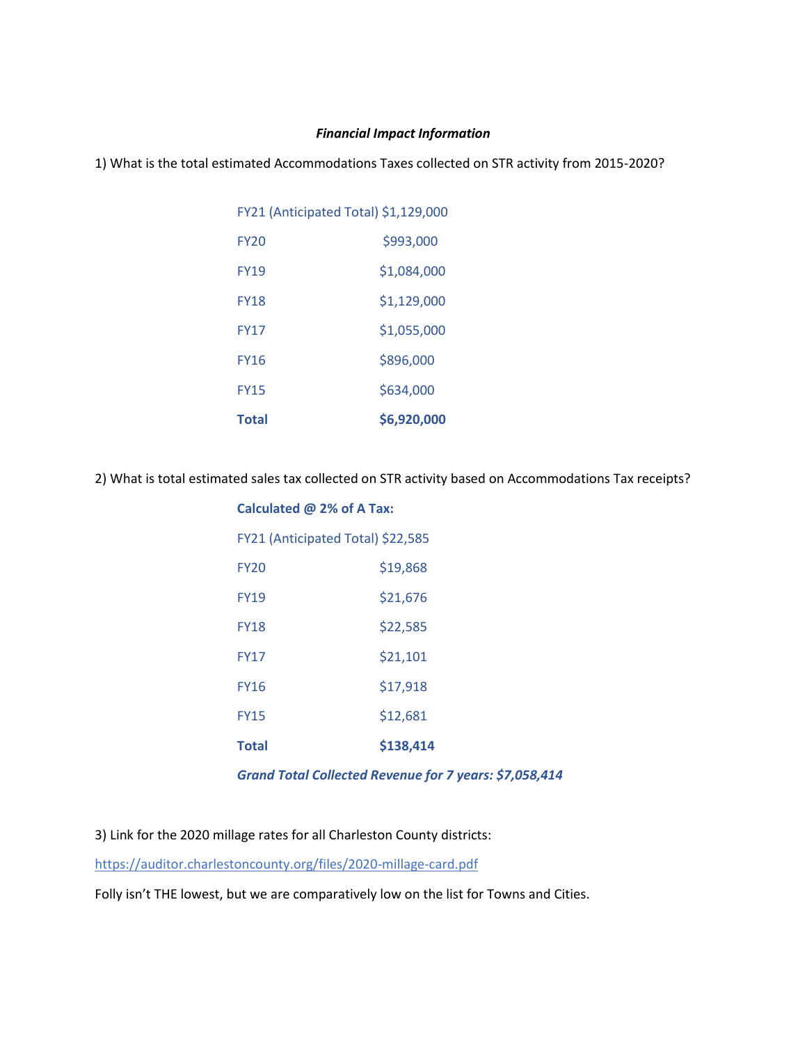***Financial Impact Information***

1) What is the total estimated Accommodations Taxes collected on STR activity from 2015-2020?

| | |
|---|---|
| FY21 (Anticipated Total) | $1,129,000 |
| FY20 | $993,000 |
| FY19 | $1,084,000 |
| FY18 | $1,129,000 |
| FY17 | $1,055,000 |
| FY16 | $896,000 |
| FY15 | $634,000 |
| **Total** | **$6,920,000** |

2) What is total estimated sales tax collected on STR activity based on Accommodations Tax receipts?

**Calculated @ 2% of A Tax:**

| | |
|---|---|
| FY21 (Anticipated Total) | $22,585 |
| FY20 | $19,868 |
| FY19 | $21,676 |
| FY18 | $22,585 |
| FY17 | $21,101 |
| FY16 | $17,918 |
| FY15 | $12,681 |
| **Total** | **$138,414** |

***Grand Total Collected Revenue for 7 years: $7,058,414***

3) Link for the 2020 millage rates for all Charleston County districts:

https://auditor.charlestoncounty.org/files/2020-millage-card.pdf

Folly isn't THE lowest, but we are comparatively low on the list for Towns and Cities.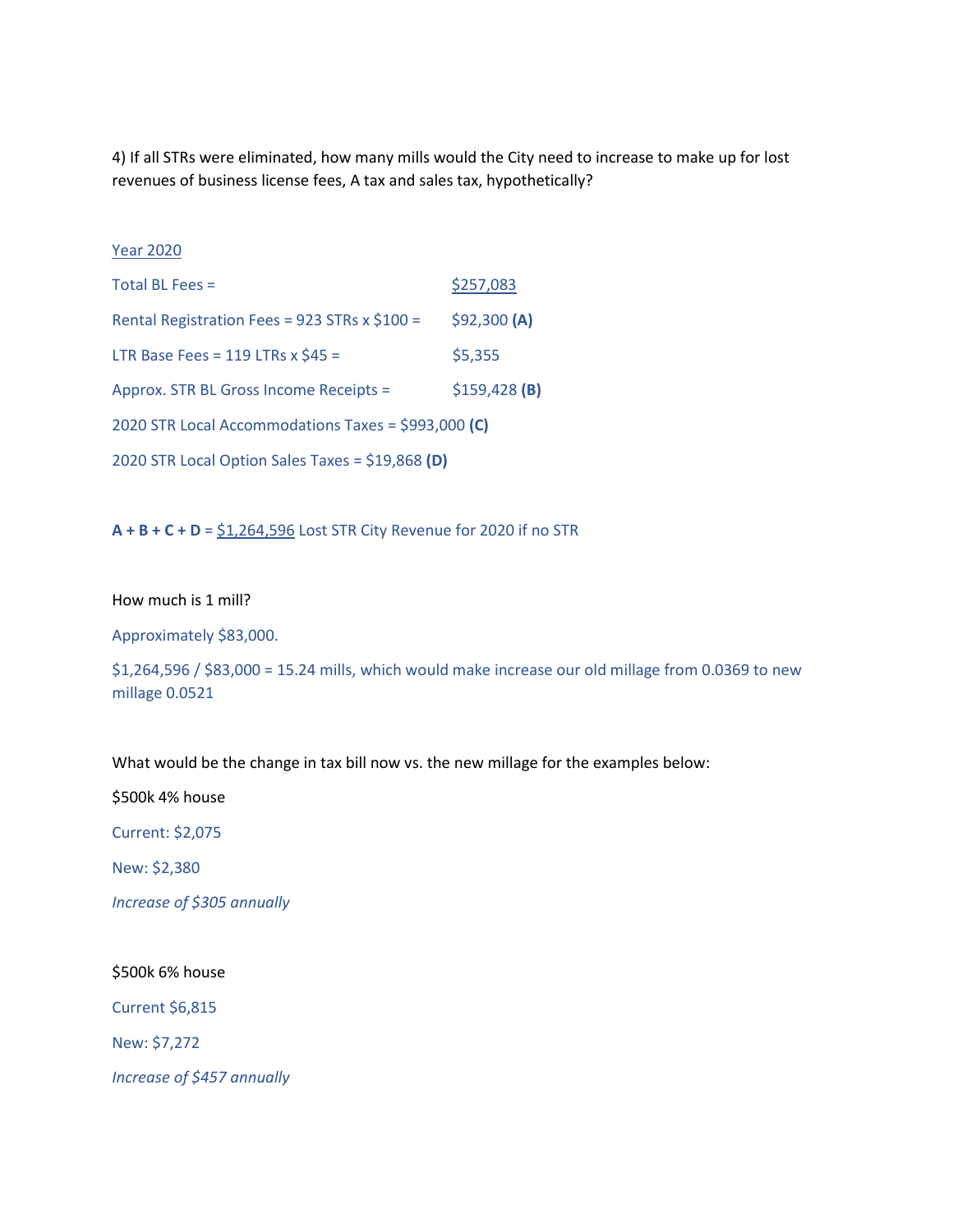4) If all STRs were eliminated, how many mills would the City need to increase to make up for lost revenues of business license fees, A tax and sales tax, hypothetically?

<u>Year 2020</u>

| | |
|---|---|
| Total BL Fees = | <u>$257,083</u> |
| Rental Registration Fees = 923 STRs x $100 = | $92,300 **(A)** |
| LTR Base Fees = 119 LTRs x $45 = | $5,355 |
| Approx. STR BL Gross Income Receipts = | $159,428 **(B)** |

2020 STR Local Accommodations Taxes = $993,000 **(C)**

2020 STR Local Option Sales Taxes = $19,868 **(D)**

**A + B + C + D** = <u>$1,264,596</u> Lost STR City Revenue for 2020 if no STR

How much is 1 mill?

Approximately $83,000.

$1,264,596 / $83,000 = 15.24 mills, which would make increase our old millage from 0.0369 to new millage 0.0521

What would be the change in tax bill now vs. the new millage for the examples below:

$500k 4% house

Current: $2,075

New: $2,380

*Increase of $305 annually*

$500k 6% house

Current $6,815

New: $7,272

*Increase of $457 annually*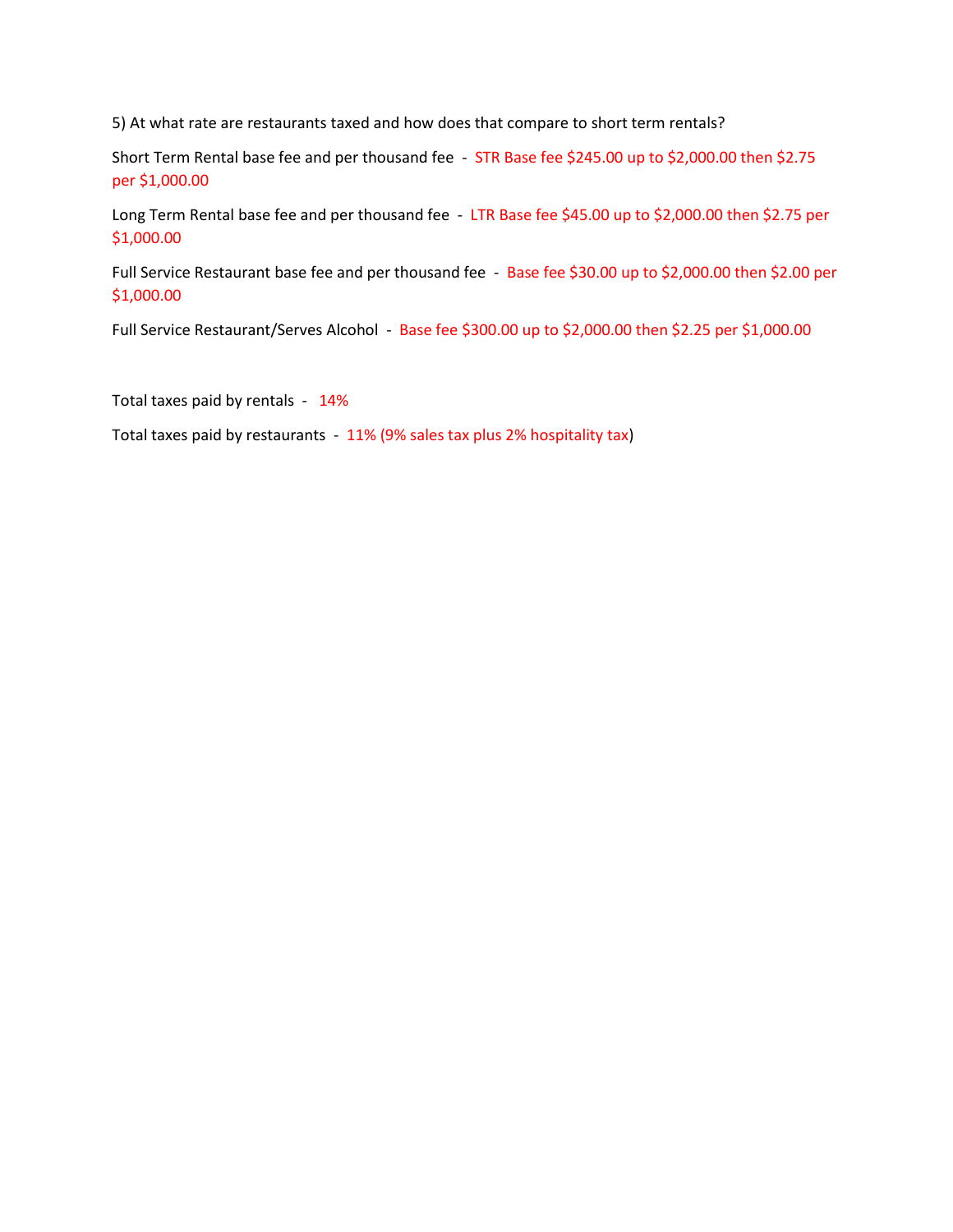5) At what rate are restaurants taxed and how does that compare to short term rentals?

Short Term Rental base fee and per thousand fee - STR Base fee $245.00 up to $2,000.00 then $2.75 per $1,000.00

Long Term Rental base fee and per thousand fee - LTR Base fee $45.00 up to $2,000.00 then $2.75 per $1,000.00

Full Service Restaurant base fee and per thousand fee - Base fee $30.00 up to $2,000.00 then $2.00 per $1,000.00

Full Service Restaurant/Serves Alcohol - Base fee $300.00 up to $2,000.00 then $2.25 per $1,000.00

Total taxes paid by rentals - 14%

Total taxes paid by restaurants - 11% (9% sales tax plus 2% hospitality tax)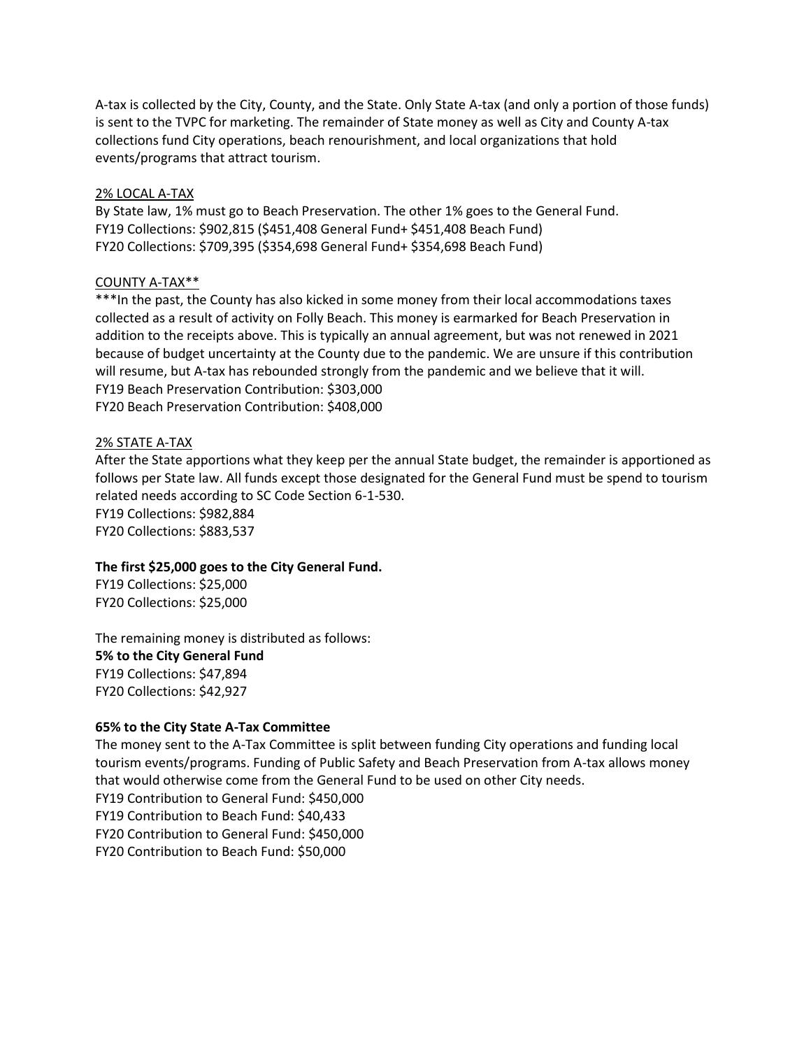A-tax is collected by the City, County, and the State. Only State A-tax (and only a portion of those funds) is sent to the TVPC for marketing. The remainder of State money as well as City and County A-tax collections fund City operations, beach renourishment, and local organizations that hold events/programs that attract tourism.

<u>2% LOCAL A-TAX</u>

By State law, 1% must go to Beach Preservation. The other 1% goes to the General Fund.
FY19 Collections: $902,815 ($451,408 General Fund+ $451,408 Beach Fund)
FY20 Collections: $709,395 ($354,698 General Fund+ $354,698 Beach Fund)

<u>COUNTY A-TAX**</u>

***In the past, the County has also kicked in some money from their local accommodations taxes collected as a result of activity on Folly Beach. This money is earmarked for Beach Preservation in addition to the receipts above. This is typically an annual agreement, but was not renewed in 2021 because of budget uncertainty at the County due to the pandemic. We are unsure if this contribution will resume, but A-tax has rebounded strongly from the pandemic and we believe that it will.
FY19 Beach Preservation Contribution: $303,000
FY20 Beach Preservation Contribution: $408,000

<u>2% STATE A-TAX</u>

After the State apportions what they keep per the annual State budget, the remainder is apportioned as follows per State law. All funds except those designated for the General Fund must be spend to tourism related needs according to SC Code Section 6-1-530.
FY19 Collections: $982,884
FY20 Collections: $883,537

**The first $25,000 goes to the City General Fund.**
FY19 Collections: $25,000
FY20 Collections: $25,000

The remaining money is distributed as follows:
**5% to the City General Fund**
FY19 Collections: $47,894
FY20 Collections: $42,927

**65% to the City State A-Tax Committee**
The money sent to the A-Tax Committee is split between funding City operations and funding local tourism events/programs. Funding of Public Safety and Beach Preservation from A-tax allows money that would otherwise come from the General Fund to be used on other City needs.
FY19 Contribution to General Fund: $450,000
FY19 Contribution to Beach Fund: $40,433
FY20 Contribution to General Fund: $450,000
FY20 Contribution to Beach Fund: $50,000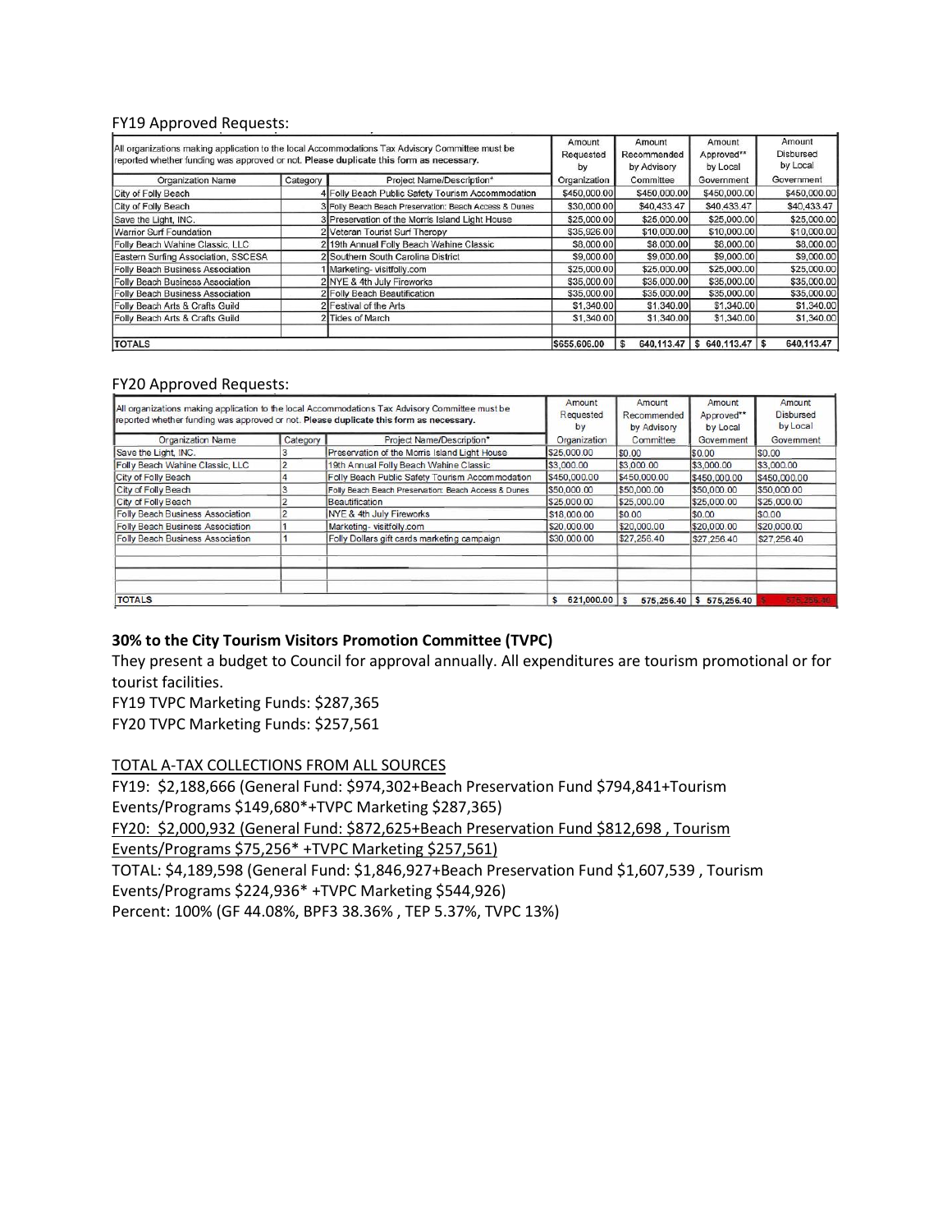FY19 Approved Requests:

| All organizations making application to the local Accommodations Tax Advisory Committee must be reported whether funding was approved or not. **Please duplicate this form as necessary.** | | | Amount Requested by | Amount Recommended by Advisory | Amount Approved** by Local | Amount Disbursed by Local |
|---|---|---|---|---|---|---|
| Organization Name | Category | Project Name/Description* | Organization | Committee | Government | Government |
| City of Folly Beach | 4 | Folly Beach Public Safety Tourism Accommodation | $450,000.00 | $450,000.00 | $450,000.00 | $450,000.00 |
| City of Folly Beach | 3 | Folly Beach Beach Preservation: Beach Access & Dunes | $30,000.00 | $40,433.47 | $40,433.47 | $40,433.47 |
| Save the Light, INC. | 3 | Preservation of the Morris Island Light House | $25,000.00 | $25,000.00 | $25,000.00 | $25,000.00 |
| Warrior Surf Foundation | 2 | Veteran Tourist Surf Therapy | $35,926.00 | $10,000.00 | $10,000.00 | $10,000.00 |
| Folly Beach Wahine Classic, LLC | 2 | 19th Annual Folly Beach Wahine Classic | $8,000.00 | $8,000.00 | $8,000.00 | $8,000.00 |
| Eastern Surfing Association, SSCESA | 2 | Southern South Carolina District | $9,000.00 | $9,000.00 | $9,000.00 | $9,000.00 |
| Folly Beach Business Association | 1 | Marketing- visitfolly.com | $25,000.00 | $25,000.00 | $25,000.00 | $25,000.00 |
| Folly Beach Business Association | 2 | NYE & 4th July Fireworks | $35,000.00 | $35,000.00 | $35,000.00 | $35,000.00 |
| Folly Beach Business Association | 2 | Folly Beach Beautification | $35,000.00 | $35,000.00 | $35,000.00 | $35,000.00 |
| Folly Beach Arts & Crafts Guild | 2 | Festival of the Arts | $1,340.00 | $1,340.00 | $1,340.00 | $1,340.00 |
| Folly Beach Arts & Crafts Guild | 2 | Tides of March | $1,340.00 | $1,340.00 | $1,340.00 | $1,340.00 |
| | | | | | | |
| TOTALS | | | $655,606.00 | $ 640,113.47 | $ 640,113.47 | $ 640,113.47 |

FY20 Approved Requests:

| All organizations making application to the local Accommodations Tax Advisory Committee must be reported whether funding was approved or not. **Please duplicate this form as necessary.** | | | Amount Requested by | Amount Recommended by Advisory | Amount Approved** by Local | Amount Disbursed by Local |
|---|---|---|---|---|---|---|
| Organization Name | Category | Project Name/Description* | Organization | Committee | Government | Government |
| Save the Light, INC. | 3 | Preservation of the Morris Island Light House | $25,000.00 | $0.00 | $0.00 | $0.00 |
| Folly Beach Wahine Classic, LLC | 2 | 19th Annual Folly Beach Wahine Classic | $3,000.00 | $3,000.00 | $3,000.00 | $3,000.00 |
| City of Folly Beach | 4 | Folly Beach Public Safety Tourism Accommodation | $450,000.00 | $450,000.00 | $450,000.00 | $450,000.00 |
| City of Folly Beach | 3 | Folly Beach Beach Preservation: Beach Access & Dunes | $50,000.00 | $50,000.00 | $50,000.00 | $50,000.00 |
| City of Folly Beach | 2 | Beautification | $25,000.00 | $25,000.00 | $25,000.00 | $25,000.00 |
| Folly Beach Business Association | 2 | NYE & 4th July Fireworks | $18,000.00 | $0.00 | $0.00 | $0.00 |
| Folly Beach Business Association | 1 | Marketing- visitfolly.com | $20,000.00 | $20,000.00 | $20,000.00 | $20,000.00 |
| Folly Beach Business Association | 1 | Folly Dollars gift cards marketing campaign | $30,000.00 | $27,256.40 | $27,256.40 | $27,256.40 |
| | | | | | | |
| | | | | | | |
| | | | | | | |
| TOTALS | | | $ 621,000.00 | $ 575,256.40 | $ 575,256.40 | $ 575,256.40 |

**30% to the City Tourism Visitors Promotion Committee (TVPC)**

They present a budget to Council for approval annually. All expenditures are tourism promotional or for tourist facilities.

FY19 TVPC Marketing Funds: $287,365

FY20 TVPC Marketing Funds: $257,561

TOTAL A-TAX COLLECTIONS FROM ALL SOURCES

FY19: $2,188,666 (General Fund: $974,302+Beach Preservation Fund $794,841+Tourism Events/Programs $149,680*+TVPC Marketing $287,365)

FY20: $2,000,932 (General Fund: $872,625+Beach Preservation Fund $812,698 , Tourism Events/Programs $75,256* +TVPC Marketing $257,561)

TOTAL: $4,189,598 (General Fund: $1,846,927+Beach Preservation Fund $1,607,539 , Tourism Events/Programs $224,936* +TVPC Marketing $544,926)

Percent: 100% (GF 44.08%, BPF3 38.36% , TEP 5.37%, TVPC 13%)